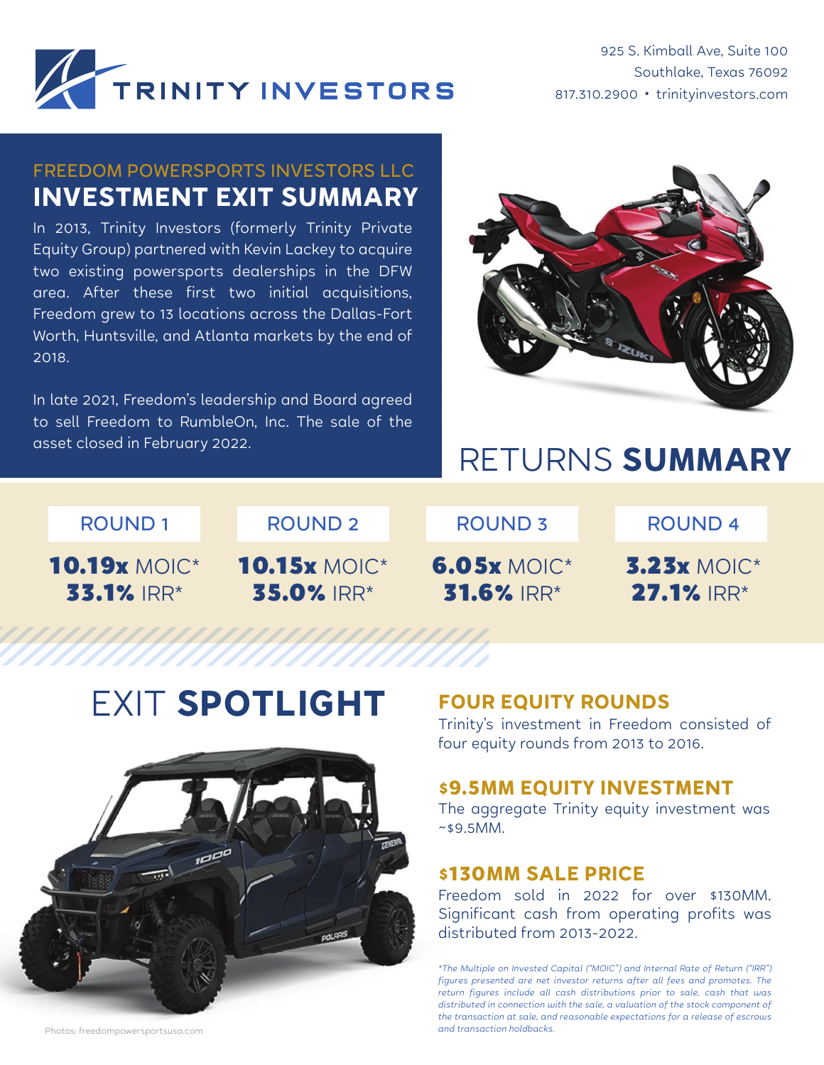**TRINITY INVESTORS**

925 S. Kimball Ave, Suite 100
Southlake, Texas 76092
817.310.2900 • trinityinvestors.com

## FREEDOM POWERSPORTS INVESTORS LLC
# INVESTMENT EXIT SUMMARY

In 2013, Trinity Investors (formerly Trinity Private Equity Group) partnered with Kevin Lackey to acquire two existing powersports dealerships in the DFW area. After these first two initial acquisitions, Freedom grew to 13 locations across the Dallas-Fort Worth, Huntsville, and Atlanta markets by the end of 2018.

In late 2021, Freedom's leadership and Board agreed to sell Freedom to RumbleOn, Inc. The sale of the asset closed in February 2022.

## RETURNS **SUMMARY**

| ROUND 1 | ROUND 2 | ROUND 3 | ROUND 4 |
|---|---|---|---|
| **10.19x** MOIC* | **10.15x** MOIC* | **6.05x** MOIC* | **3.23x** MOIC* |
| **33.1%** IRR* | **35.0%** IRR* | **31.6%** IRR* | **27.1%** IRR* |

## EXIT **SPOTLIGHT**

### FOUR EQUITY ROUNDS
Trinity's investment in Freedom consisted of four equity rounds from 2013 to 2016.

### $9.5MM EQUITY INVESTMENT
The aggregate Trinity equity investment was ~$9.5MM.

### $130MM SALE PRICE
Freedom sold in 2022 for over $130MM. Significant cash from operating profits was distributed from 2013-2022.

*\*The Multiple on Invested Capital ("MOIC") and Internal Rate of Return ("IRR") figures presented are net investor returns after all fees and promotes. The return figures include all cash distributions prior to sale, cash that was distributed in connection with the sale, a valuation of the stock component of the transaction at sale, and reasonable expectations for a release of escrows and transaction holdbacks.*

Photos: freedompowersportsusa.com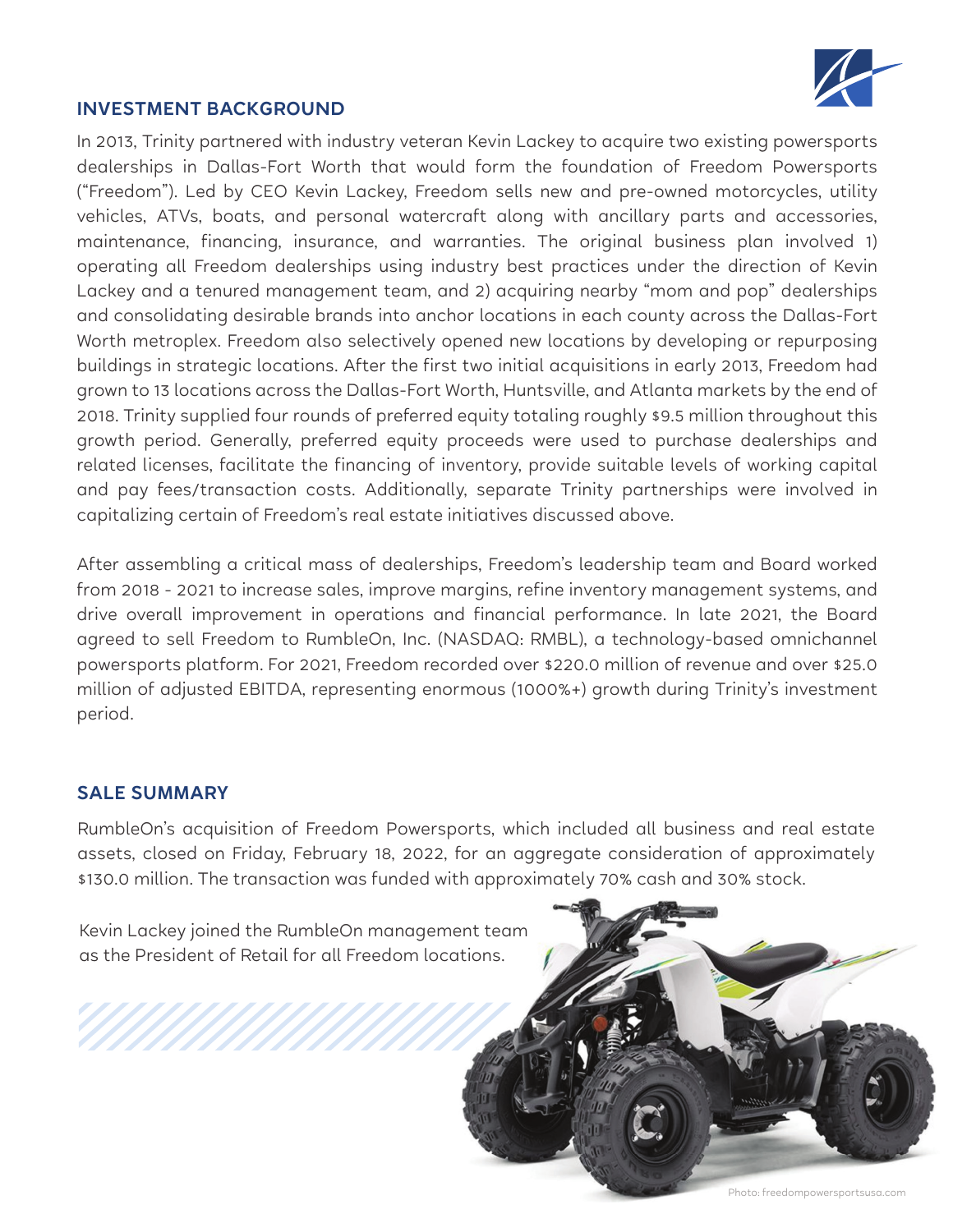## INVESTMENT BACKGROUND

In 2013, Trinity partnered with industry veteran Kevin Lackey to acquire two existing powersports dealerships in Dallas-Fort Worth that would form the foundation of Freedom Powersports ("Freedom"). Led by CEO Kevin Lackey, Freedom sells new and pre-owned motorcycles, utility vehicles, ATVs, boats, and personal watercraft along with ancillary parts and accessories, maintenance, financing, insurance, and warranties. The original business plan involved 1) operating all Freedom dealerships using industry best practices under the direction of Kevin Lackey and a tenured management team, and 2) acquiring nearby "mom and pop" dealerships and consolidating desirable brands into anchor locations in each county across the Dallas-Fort Worth metroplex. Freedom also selectively opened new locations by developing or repurposing buildings in strategic locations. After the first two initial acquisitions in early 2013, Freedom had grown to 13 locations across the Dallas-Fort Worth, Huntsville, and Atlanta markets by the end of 2018. Trinity supplied four rounds of preferred equity totaling roughly $9.5 million throughout this growth period. Generally, preferred equity proceeds were used to purchase dealerships and related licenses, facilitate the financing of inventory, provide suitable levels of working capital and pay fees/transaction costs. Additionally, separate Trinity partnerships were involved in capitalizing certain of Freedom's real estate initiatives discussed above.

After assembling a critical mass of dealerships, Freedom's leadership team and Board worked from 2018 - 2021 to increase sales, improve margins, refine inventory management systems, and drive overall improvement in operations and financial performance. In late 2021, the Board agreed to sell Freedom to RumbleOn, Inc. (NASDAQ: RMBL), a technology-based omnichannel powersports platform. For 2021, Freedom recorded over $220.0 million of revenue and over $25.0 million of adjusted EBITDA, representing enormous (1000%+) growth during Trinity's investment period.

## SALE SUMMARY

RumbleOn's acquisition of Freedom Powersports, which included all business and real estate assets, closed on Friday, February 18, 2022, for an aggregate consideration of approximately $130.0 million. The transaction was funded with approximately 70% cash and 30% stock.

Kevin Lackey joined the RumbleOn management team as the President of Retail for all Freedom locations.

Photo: freedompowersportsusa.com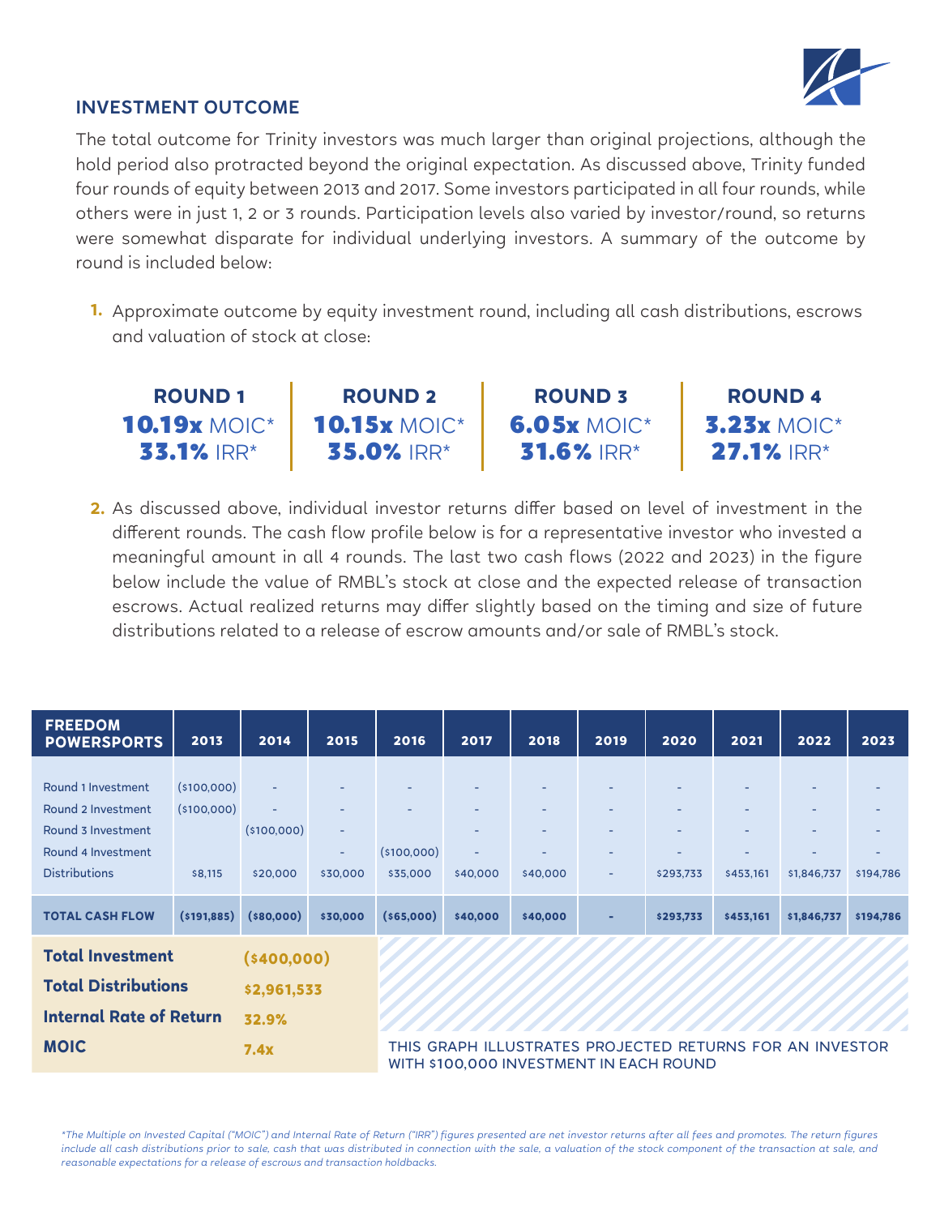## INVESTMENT OUTCOME

The total outcome for Trinity investors was much larger than original projections, although the hold period also protracted beyond the original expectation. As discussed above, Trinity funded four rounds of equity between 2013 and 2017. Some investors participated in all four rounds, while others were in just 1, 2 or 3 rounds. Participation levels also varied by investor/round, so returns were somewhat disparate for individual underlying investors. A summary of the outcome by round is included below:

1. Approximate outcome by equity investment round, including all cash distributions, escrows and valuation of stock at close:

| ROUND 1 | ROUND 2 | ROUND 3 | ROUND 4 |
|---|---|---|---|
| **10.19x** MOIC* | **10.15x** MOIC* | **6.05x** MOIC* | **3.23x** MOIC* |
| **33.1%** IRR* | **35.0%** IRR* | **31.6%** IRR* | **27.1%** IRR* |

2. As discussed above, individual investor returns differ based on level of investment in the different rounds. The cash flow profile below is for a representative investor who invested a meaningful amount in all 4 rounds. The last two cash flows (2022 and 2023) in the figure below include the value of RMBL's stock at close and the expected release of transaction escrows. Actual realized returns may differ slightly based on the timing and size of future distributions related to a release of escrow amounts and/or sale of RMBL's stock.

| FREEDOM POWERSPORTS | 2013 | 2014 | 2015 | 2016 | 2017 | 2018 | 2019 | 2020 | 2021 | 2022 | 2023 |
|---|---|---|---|---|---|---|---|---|---|---|---|
| Round 1 Investment | ($100,000) | - | - | - | - | - | - | - | - | - | - |
| Round 2 Investment | ($100,000) | - | - | - | - | - | - | - | - | - | - |
| Round 3 Investment | | ($100,000) | - | | - | - | - | - | - | - | - |
| Round 4 Investment | | | - | ($100,000) | - | - | - | - | - | - | - |
| Distributions | $8,115 | $20,000 | $30,000 | $35,000 | $40,000 | $40,000 | - | $293,733 | $453,161 | $1,846,737 | $194,786 |
| **TOTAL CASH FLOW** | **($191,885)** | **($80,000)** | **$30,000** | **($65,000)** | **$40,000** | **$40,000** | **-** | **$293,733** | **$453,161** | **$1,846,737** | **$194,786** |

| | |
|---|---|
| **Total Investment** | **($400,000)** |
| **Total Distributions** | **$2,961,533** |
| **Internal Rate of Return** | **32.9%** |
| **MOIC** | **7.4x** |

THIS GRAPH ILLUSTRATES PROJECTED RETURNS FOR AN INVESTOR WITH $100,000 INVESTMENT IN EACH ROUND

*\*The Multiple on Invested Capital ("MOIC") and Internal Rate of Return ("IRR") figures presented are net investor returns after all fees and promotes. The return figures include all cash distributions prior to sale, cash that was distributed in connection with the sale, a valuation of the stock component of the transaction at sale, and reasonable expectations for a release of escrows and transaction holdbacks.*